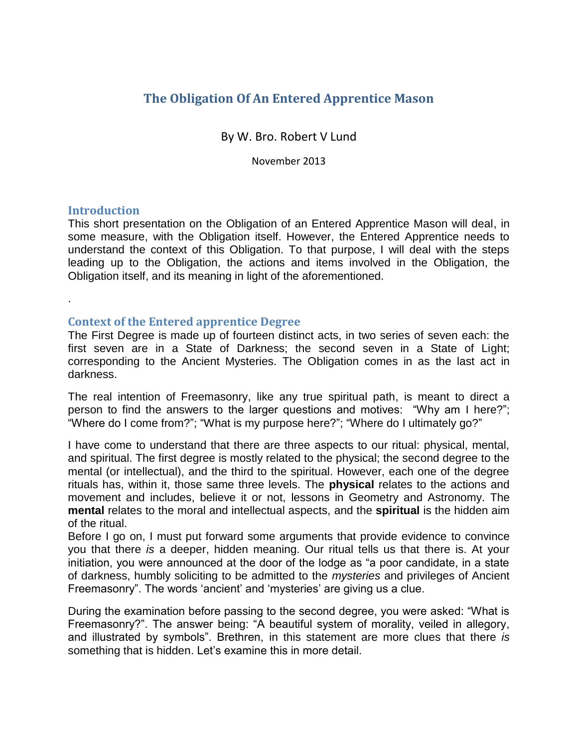# The Obligation Of An Entered Apprentice Mason

By W. Bro. Robert V Lund

November 2013

## Introduction

This short presentation on the Obligation of an Entered Apprentice Mason will deal, in some measure, with the Obligation itself. However, the Entered Apprentice needs to understand the context of this Obligation. To that purpose, I will deal with the steps leading up to the Obligation, the actions and items involved in the Obligation, the Obligation itself, and its meaning in light of the aforementioned.

.

## Context of the Entered apprentice Degree

The First Degree is made up of fourteen distinct acts, in two series of seven each: the first seven are in a State of Darkness; the second seven in a State of Light; corresponding to the Ancient Mysteries. The Obligation comes in as the last act in darkness.

The real intention of Freemasonry, like any true spiritual path, is meant to direct a person to find the answers to the larger questions and motives: "Why am I here?"; "Where do I come from?"; "What is my purpose here?"; "Where do I ultimately go?"

I have come to understand that there are three aspects to our ritual: physical, mental, and spiritual. The first degree is mostly related to the physical; the second degree to the mental (or intellectual), and the third to the spiritual. However, each one of the degree rituals has, within it, those same three levels. The **physical** relates to the actions and movement and includes, believe it or not, lessons in Geometry and Astronomy. The **mental** relates to the moral and intellectual aspects, and the **spiritual** is the hidden aim of the ritual.

Before I go on, I must put forward some arguments that provide evidence to convince you that there *is* a deeper, hidden meaning. Our ritual tells us that there is. At your initiation, you were announced at the door of the lodge as "a poor candidate, in a state of darkness, humbly soliciting to be admitted to the *mysteries* and privileges of Ancient Freemasonry". The words 'ancient' and 'mysteries' are giving us a clue.

During the examination before passing to the second degree, you were asked: "What is Freemasonry?". The answer being: "A beautiful system of morality, veiled in allegory, and illustrated by symbols". Brethren, in this statement are more clues that there *is* something that is hidden. Let's examine this in more detail.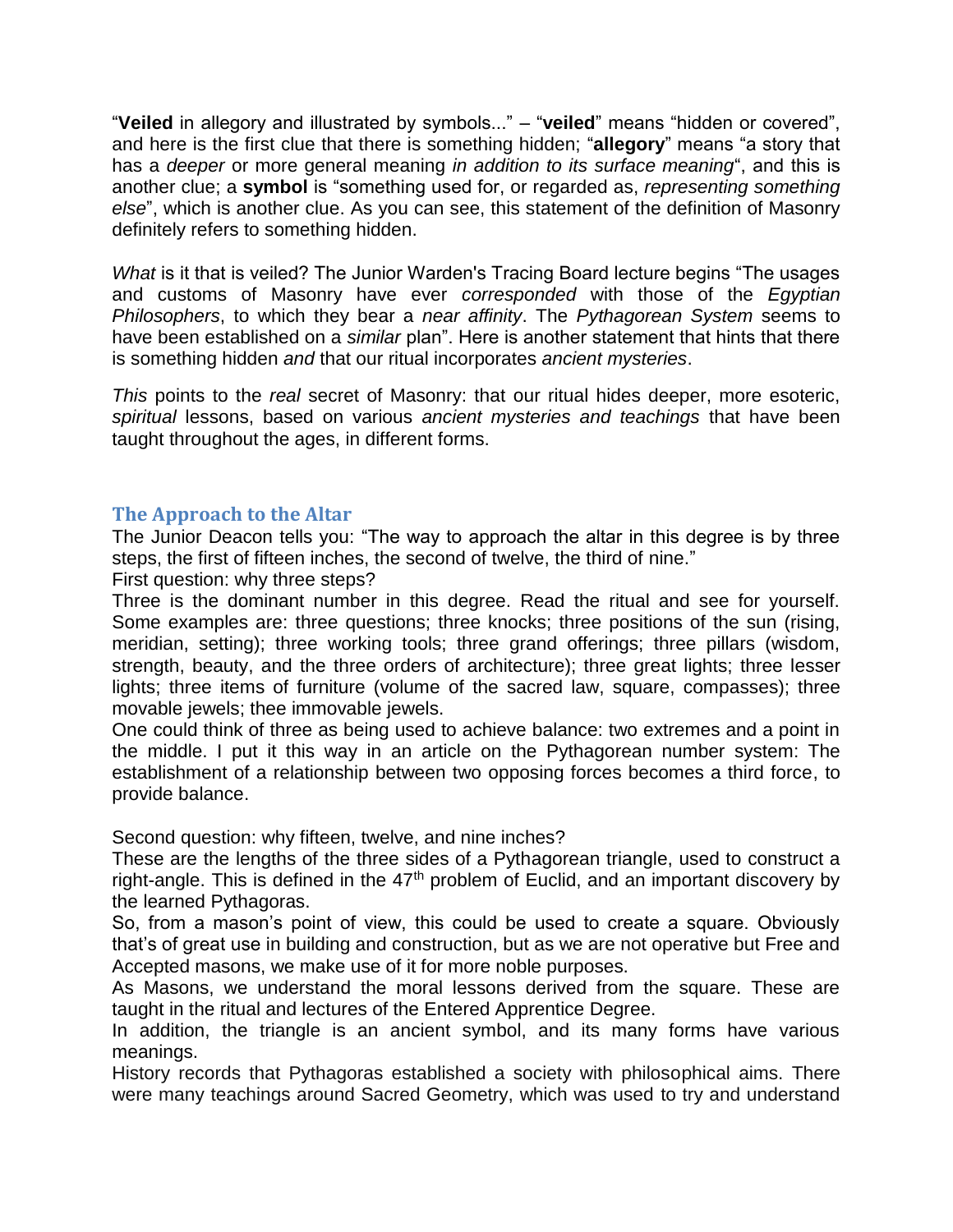"**Veiled** in allegory and illustrated by symbols..." – "**veiled**" means "hidden or covered", and here is the first clue that there is something hidden; "**allegory**" means "a story that has a *deeper* or more general meaning *in addition to its surface meaning*", and this is another clue; a **symbol** is "something used for, or regarded as, *representing something else*", which is another clue. As you can see, this statement of the definition of Masonry definitely refers to something hidden.

*What* is it that is veiled? The Junior Warden's Tracing Board lecture begins "The usages and customs of Masonry have ever *corresponded* with those of the *Egyptian Philosophers*, to which they bear a *near affinity*. The *Pythagorean System* seems to have been established on a *similar* plan". Here is another statement that hints that there is something hidden *and* that our ritual incorporates *ancient mysteries*.

*This* points to the *real* secret of Masonry: that our ritual hides deeper, more esoteric, *spiritual* lessons, based on various *ancient mysteries and teachings* that have been taught throughout the ages, in different forms.

## The Approach to the Altar

The Junior Deacon tells you: "The way to approach the altar in this degree is by three steps, the first of fifteen inches, the second of twelve, the third of nine."

First question: why three steps?

Three is the dominant number in this degree. Read the ritual and see for yourself. Some examples are: three questions; three knocks; three positions of the sun (rising, meridian, setting); three working tools; three grand offerings; three pillars (wisdom, strength, beauty, and the three orders of architecture); three great lights; three lesser lights; three items of furniture (volume of the sacred law, square, compasses); three movable jewels; thee immovable jewels.

One could think of three as being used to achieve balance: two extremes and a point in the middle. I put it this way in an article on the Pythagorean number system: The establishment of a relationship between two opposing forces becomes a third force, to provide balance.

Second question: why fifteen, twelve, and nine inches?

These are the lengths of the three sides of a Pythagorean triangle, used to construct a right-angle. This is defined in the 47th problem of Euclid, and an important discovery by the learned Pythagoras.

So, from a mason's point of view, this could be used to create a square. Obviously that's of great use in building and construction, but as we are not operative but Free and Accepted masons, we make use of it for more noble purposes.

As Masons, we understand the moral lessons derived from the square. These are taught in the ritual and lectures of the Entered Apprentice Degree.

In addition, the triangle is an ancient symbol, and its many forms have various meanings.

History records that Pythagoras established a society with philosophical aims. There were many teachings around Sacred Geometry, which was used to try and understand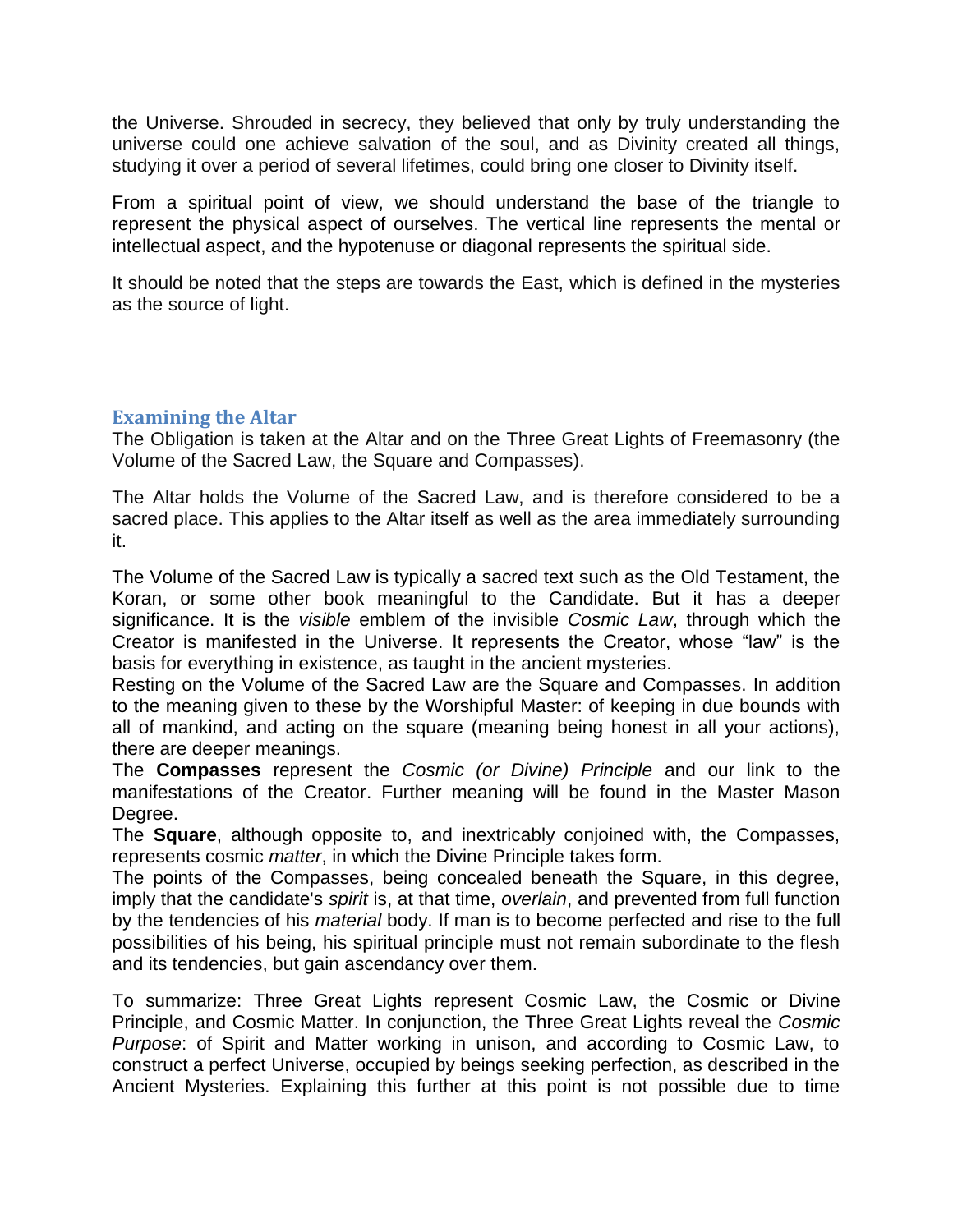the Universe. Shrouded in secrecy, they believed that only by truly understanding the universe could one achieve salvation of the soul, and as Divinity created all things, studying it over a period of several lifetimes, could bring one closer to Divinity itself.

From a spiritual point of view, we should understand the base of the triangle to represent the physical aspect of ourselves. The vertical line represents the mental or intellectual aspect, and the hypotenuse or diagonal represents the spiritual side.

It should be noted that the steps are towards the East, which is defined in the mysteries as the source of light.

## Examining the Altar

The Obligation is taken at the Altar and on the Three Great Lights of Freemasonry (the Volume of the Sacred Law, the Square and Compasses).

The Altar holds the Volume of the Sacred Law, and is therefore considered to be a sacred place. This applies to the Altar itself as well as the area immediately surrounding it.

The Volume of the Sacred Law is typically a sacred text such as the Old Testament, the Koran, or some other book meaningful to the Candidate. But it has a deeper significance. It is the *visible* emblem of the invisible *Cosmic Law*, through which the Creator is manifested in the Universe. It represents the Creator, whose "law" is the basis for everything in existence, as taught in the ancient mysteries.

Resting on the Volume of the Sacred Law are the Square and Compasses. In addition to the meaning given to these by the Worshipful Master: of keeping in due bounds with all of mankind, and acting on the square (meaning being honest in all your actions), there are deeper meanings.

The **Compasses** represent the *Cosmic (or Divine) Principle* and our link to the manifestations of the Creator. Further meaning will be found in the Master Mason Degree.

The **Square**, although opposite to, and inextricably conjoined with, the Compasses, represents cosmic *matter*, in which the Divine Principle takes form.

The points of the Compasses, being concealed beneath the Square, in this degree, imply that the candidate's *spirit* is, at that time, *overlain*, and prevented from full function by the tendencies of his *material* body. If man is to become perfected and rise to the full possibilities of his being, his spiritual principle must not remain subordinate to the flesh and its tendencies, but gain ascendancy over them.

To summarize: Three Great Lights represent Cosmic Law, the Cosmic or Divine Principle, and Cosmic Matter. In conjunction, the Three Great Lights reveal the *Cosmic Purpose*: of Spirit and Matter working in unison, and according to Cosmic Law, to construct a perfect Universe, occupied by beings seeking perfection, as described in the Ancient Mysteries. Explaining this further at this point is not possible due to time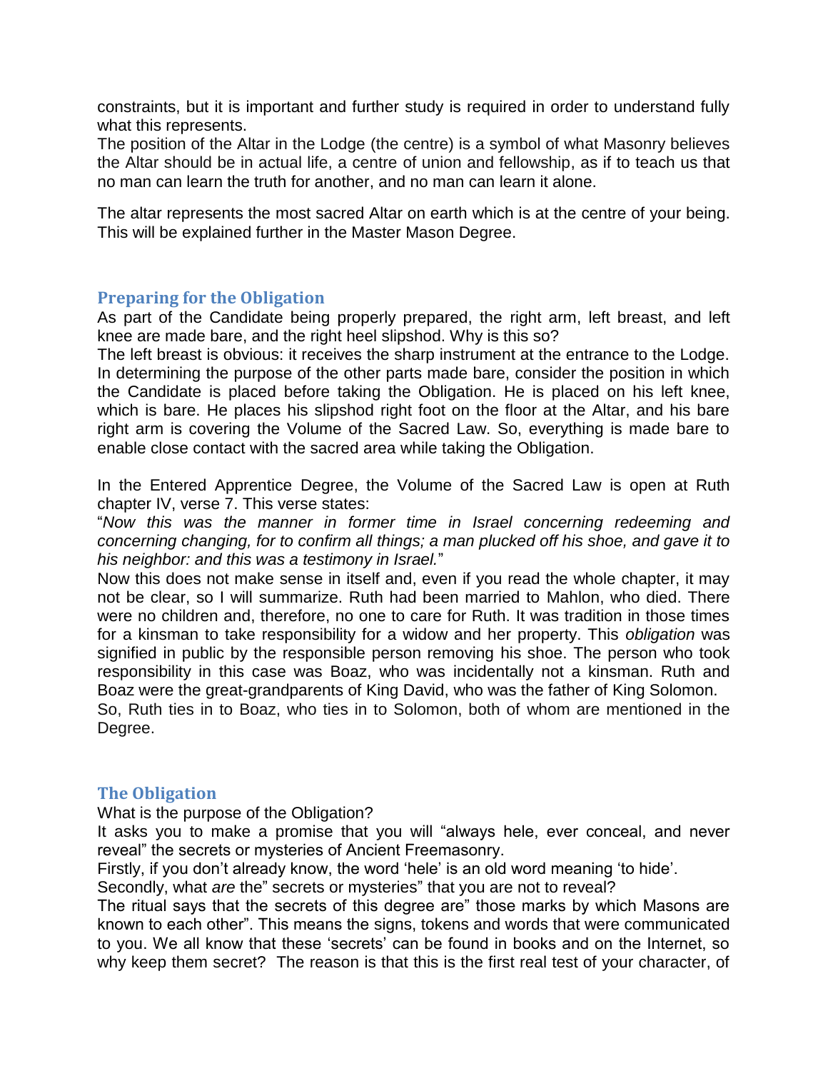constraints, but it is important and further study is required in order to understand fully what this represents.

The position of the Altar in the Lodge (the centre) is a symbol of what Masonry believes the Altar should be in actual life, a centre of union and fellowship, as if to teach us that no man can learn the truth for another, and no man can learn it alone.

The altar represents the most sacred Altar on earth which is at the centre of your being. This will be explained further in the Master Mason Degree.

## Preparing for the Obligation

As part of the Candidate being properly prepared, the right arm, left breast, and left knee are made bare, and the right heel slipshod. Why is this so?

The left breast is obvious: it receives the sharp instrument at the entrance to the Lodge. In determining the purpose of the other parts made bare, consider the position in which the Candidate is placed before taking the Obligation. He is placed on his left knee, which is bare. He places his slipshod right foot on the floor at the Altar, and his bare right arm is covering the Volume of the Sacred Law. So, everything is made bare to enable close contact with the sacred area while taking the Obligation.

In the Entered Apprentice Degree, the Volume of the Sacred Law is open at Ruth chapter IV, verse 7. This verse states:

"*Now this was the manner in former time in Israel concerning redeeming and concerning changing, for to confirm all things; a man plucked off his shoe, and gave it to his neighbor: and this was a testimony in Israel.*"

Now this does not make sense in itself and, even if you read the whole chapter, it may not be clear, so I will summarize. Ruth had been married to Mahlon, who died. There were no children and, therefore, no one to care for Ruth. It was tradition in those times for a kinsman to take responsibility for a widow and her property. This *obligation* was signified in public by the responsible person removing his shoe. The person who took responsibility in this case was Boaz, who was incidentally not a kinsman. Ruth and Boaz were the great-grandparents of King David, who was the father of King Solomon.

So, Ruth ties in to Boaz, who ties in to Solomon, both of whom are mentioned in the Degree.

## The Obligation

What is the purpose of the Obligation?

It asks you to make a promise that you will "always hele, ever conceal, and never reveal" the secrets or mysteries of Ancient Freemasonry.

Firstly, if you don't already know, the word 'hele' is an old word meaning 'to hide'.

Secondly, what *are* the" secrets or mysteries" that you are not to reveal?

The ritual says that the secrets of this degree are" those marks by which Masons are known to each other". This means the signs, tokens and words that were communicated to you. We all know that these 'secrets' can be found in books and on the Internet, so why keep them secret? The reason is that this is the first real test of your character, of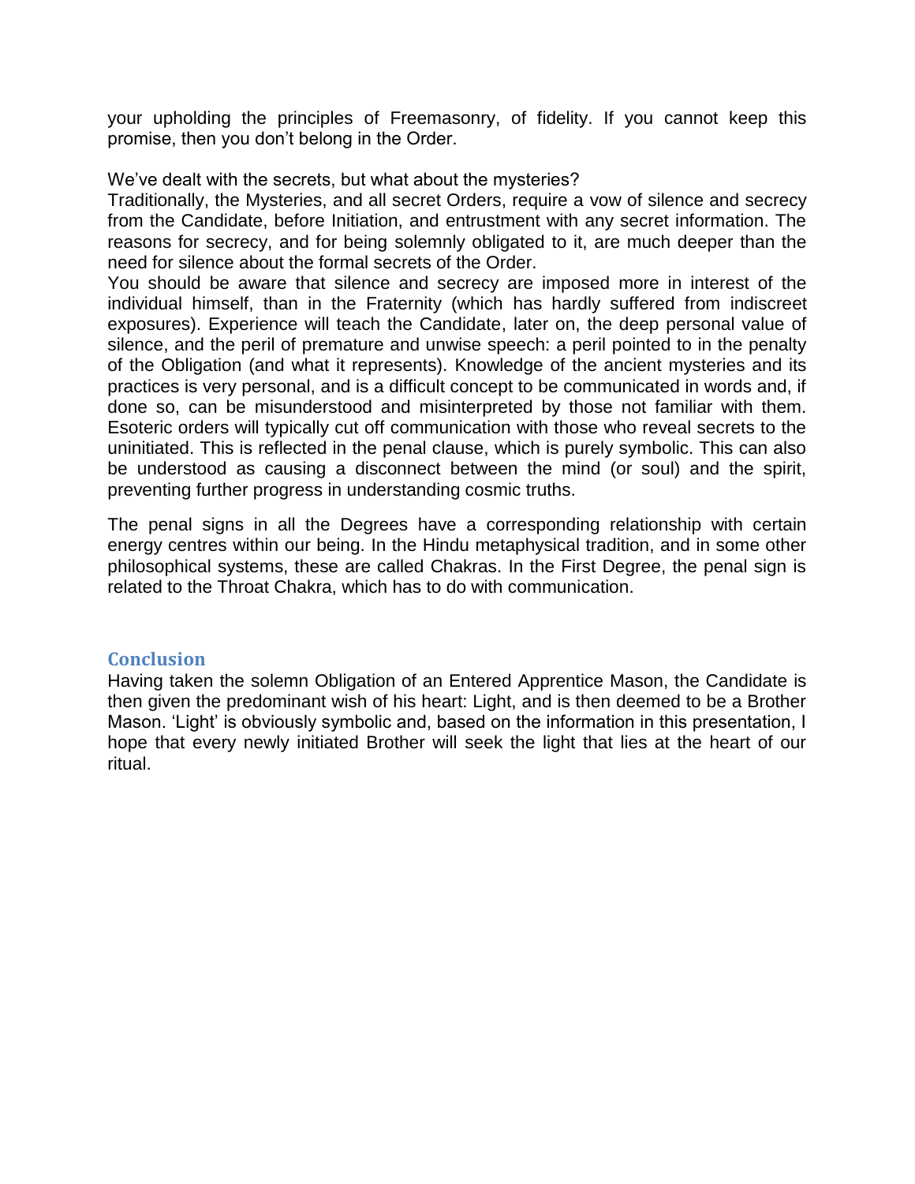your upholding the principles of Freemasonry, of fidelity. If you cannot keep this promise, then you don't belong in the Order.

We've dealt with the secrets, but what about the mysteries?
Traditionally, the Mysteries, and all secret Orders, require a vow of silence and secrecy from the Candidate, before Initiation, and entrustment with any secret information. The reasons for secrecy, and for being solemnly obligated to it, are much deeper than the need for silence about the formal secrets of the Order.
You should be aware that silence and secrecy are imposed more in interest of the individual himself, than in the Fraternity (which has hardly suffered from indiscreet exposures). Experience will teach the Candidate, later on, the deep personal value of silence, and the peril of premature and unwise speech: a peril pointed to in the penalty of the Obligation (and what it represents). Knowledge of the ancient mysteries and its practices is very personal, and is a difficult concept to be communicated in words and, if done so, can be misunderstood and misinterpreted by those not familiar with them. Esoteric orders will typically cut off communication with those who reveal secrets to the uninitiated. This is reflected in the penal clause, which is purely symbolic. This can also be understood as causing a disconnect between the mind (or soul) and the spirit, preventing further progress in understanding cosmic truths.

The penal signs in all the Degrees have a corresponding relationship with certain energy centres within our being. In the Hindu metaphysical tradition, and in some other philosophical systems, these are called Chakras. In the First Degree, the penal sign is related to the Throat Chakra, which has to do with communication.

## Conclusion

Having taken the solemn Obligation of an Entered Apprentice Mason, the Candidate is then given the predominant wish of his heart: Light, and is then deemed to be a Brother Mason. 'Light' is obviously symbolic and, based on the information in this presentation, I hope that every newly initiated Brother will seek the light that lies at the heart of our ritual.